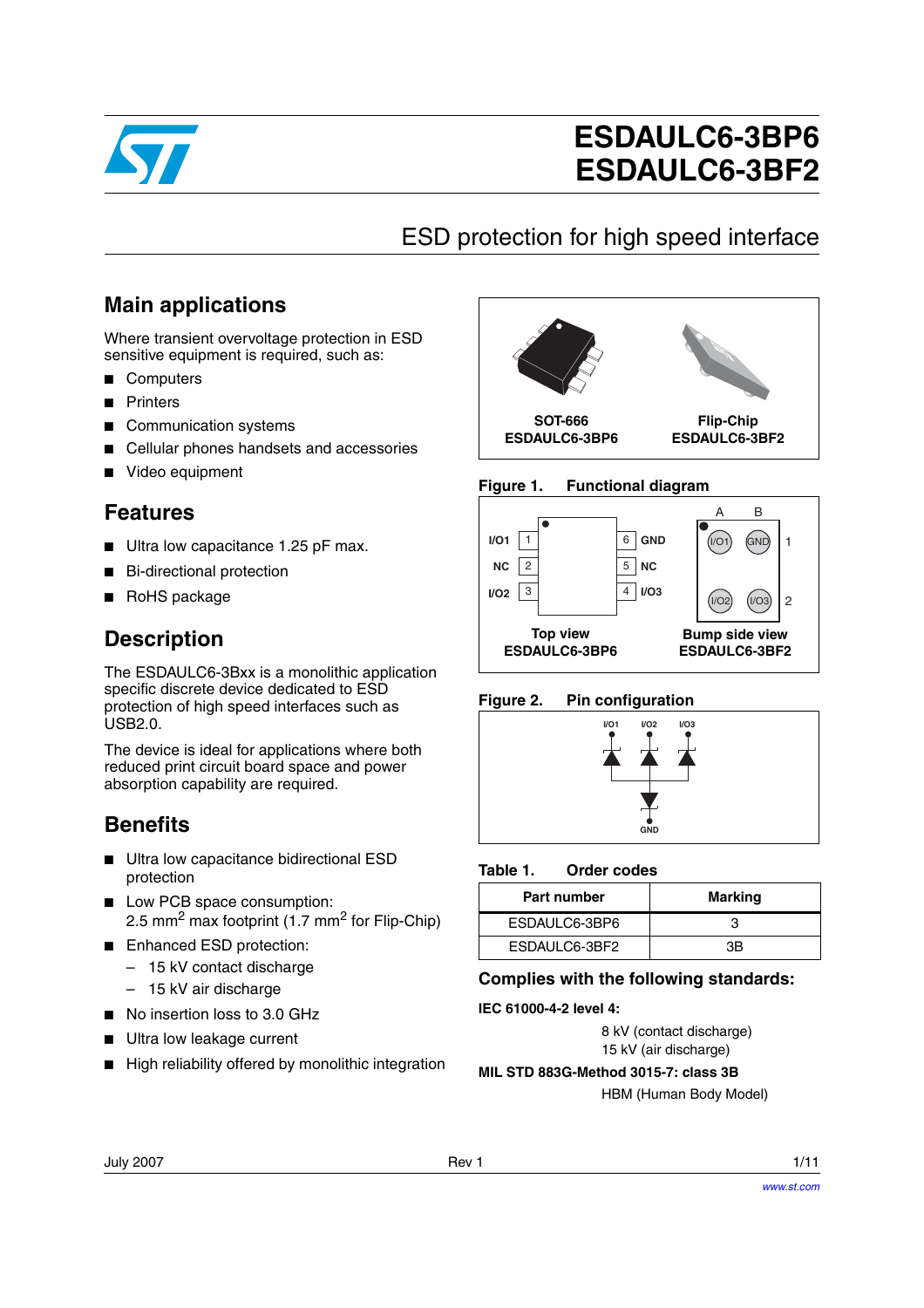# ESDAULC6-3BP6
# ESDAULC6-3BF2

## ESD protection for high speed interface

## Main applications

Where transient overvoltage protection in ESD sensitive equipment is required, such as:

- Computers
- Printers
- Communication systems
- Cellular phones handsets and accessories
- Video equipment

## Features

- Ultra low capacitance 1.25 pF max.
- Bi-directional protection
- RoHS package

## Description

The ESDAULC6-3Bxx is a monolithic application specific discrete device dedicated to ESD protection of high speed interfaces such as USB2.0.

The device is ideal for applications where both reduced print circuit board space and power absorption capability are required.

## Benefits

- Ultra low capacitance bidirectional ESD protection
- Low PCB space consumption: 2.5 mm$^2$ max footprint (1.7 mm$^2$ for Flip-Chip)
- Enhanced ESD protection:
  - 15 kV contact discharge
  - 15 kV air discharge
- No insertion loss to 3.0 GHz
- Ultra low leakage current
- High reliability offered by monolithic integration

SOT-666 ESDAULC6-3BP6

Flip-Chip ESDAULC6-3BF2

**Figure 1. Functional diagram**

Top view ESDAULC6-3BP6: I/O1 (1), NC (2), I/O2 (3), I/O3 (4), NC (5), GND (6)

Bump side view ESDAULC6-3BF2: A1 I/O1, B1 GND, A2 I/O2, B2 I/O3

**Figure 2. Pin configuration**

**Table 1. Order codes**

| Part number | Marking |
|---|---|
| ESDAULC6-3BP6 | 3 |
| ESDAULC6-3BF2 | 3B |

### Complies with the following standards:

**IEC 61000-4-2 level 4:**

8 kV (contact discharge)
15 kV (air discharge)

**MIL STD 883G-Method 3015-7: class 3B**

HBM (Human Body Model)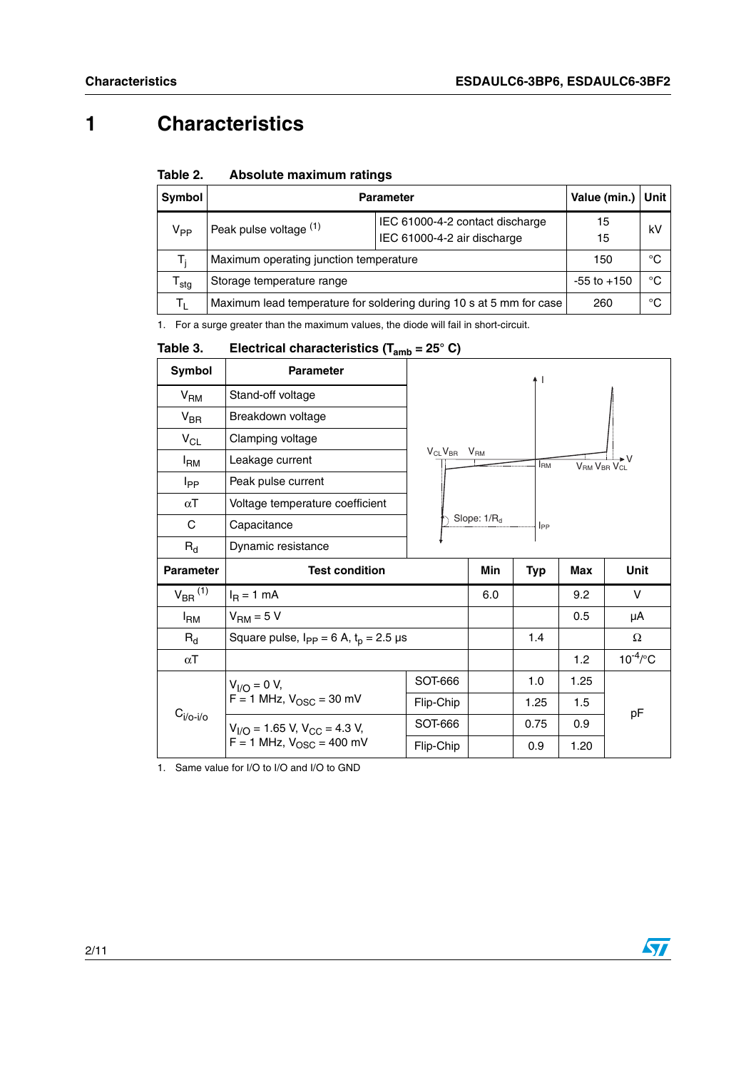// Characteristics 

# 1 Characteristics

**Table 2. Absolute maximum ratings**

| Symbol | Parameter | | Value (min.) | Unit |
|---|---|---|---|---|
| $V_{PP}$ | Peak pulse voltage [1] | IEC 61000-4-2 contact discharge<br>IEC 61000-4-2 air discharge | 15<br>15 | kV |
| $T_j$ | Maximum operating junction temperature | | 150 | °C |
| $T_{stg}$ | Storage temperature range | | -55 to +150 | °C |
| $T_L$ | Maximum lead temperature for soldering during 10 s at 5 mm for case | | 260 | °C |

1. For a surge greater than the maximum values, the diode will fail in short-circuit.

**Table 3. Electrical characteristics ($T_{amb}$ = 25° C)**

| Symbol | Parameter |
|---|---|
| $V_{RM}$ | Stand-off voltage |
| $V_{BR}$ | Breakdown voltage |
| $V_{CL}$ | Clamping voltage |
| $I_{RM}$ | Leakage current |
| $I_{PP}$ | Peak pulse current |
| $\alpha T$ | Voltage temperature coefficient |
| C | Capacitance |
| $R_d$ | Dynamic resistance |

| Parameter | Test condition | | Min | Typ | Max | Unit |
|---|---|---|---|---|---|---|
| $V_{BR}$ [1] | $I_R$ = 1 mA | | 6.0 | | 9.2 | V |
| $I_{RM}$ | $V_{RM}$ = 5 V | | | | 0.5 | µA |
| $R_d$ | Square pulse, $I_{PP}$ = 6 A, $t_p$ = 2.5 µs | | | 1.4 | | Ω |
| $\alpha T$ | | | | | 1.2 | $10^{-4}$/°C |
| $C_{i/o-i/o}$ | $V_{I/O}$ = 0 V, F = 1 MHz, $V_{OSC}$ = 30 mV | SOT-666 | | 1.0 | 1.25 | pF |
| | | Flip-Chip | | 1.25 | 1.5 | pF |
| | $V_{I/O}$ = 1.65 V, $V_{CC}$ = 4.3 V, F = 1 MHz, $V_{OSC}$ = 400 mV | SOT-666 | | 0.75 | 0.9 | pF |
| | | Flip-Chip | | 0.9 | 1.20 | pF |

1. Same value for I/O to I/O and I/O to GND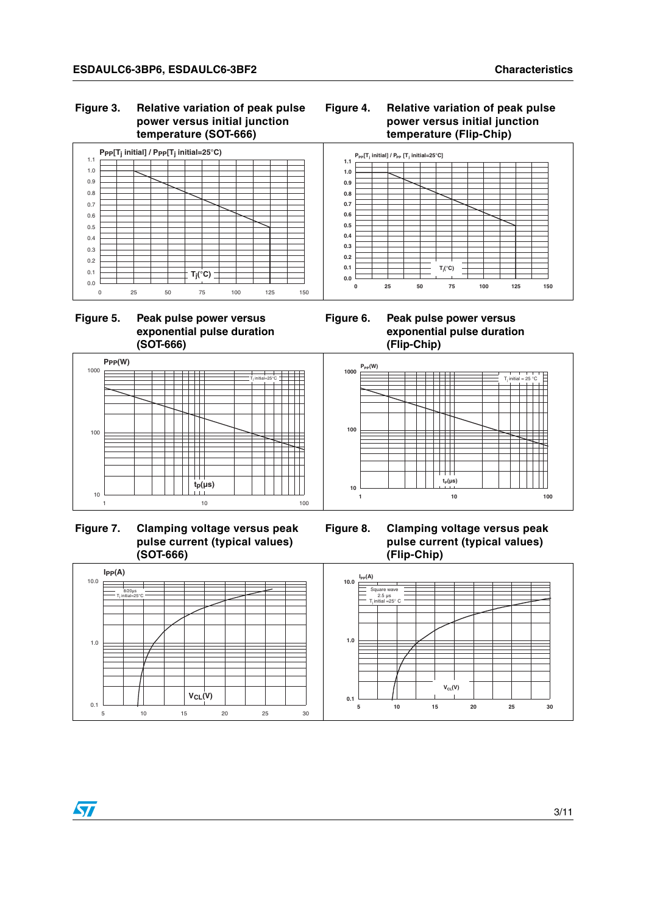**Figure 3. Relative variation of peak pulse power versus initial junction temperature (SOT-666)**

**Figure 4. Relative variation of peak pulse power versus initial junction temperature (Flip-Chip)**

**Figure 5. Peak pulse power versus exponential pulse duration (SOT-666)**

**Figure 6. Peak pulse power versus exponential pulse duration (Flip-Chip)**

**Figure 7. Clamping voltage versus peak pulse current (typical values) (SOT-666)**

**Figure 8. Clamping voltage versus peak pulse current (typical values) (Flip-Chip)**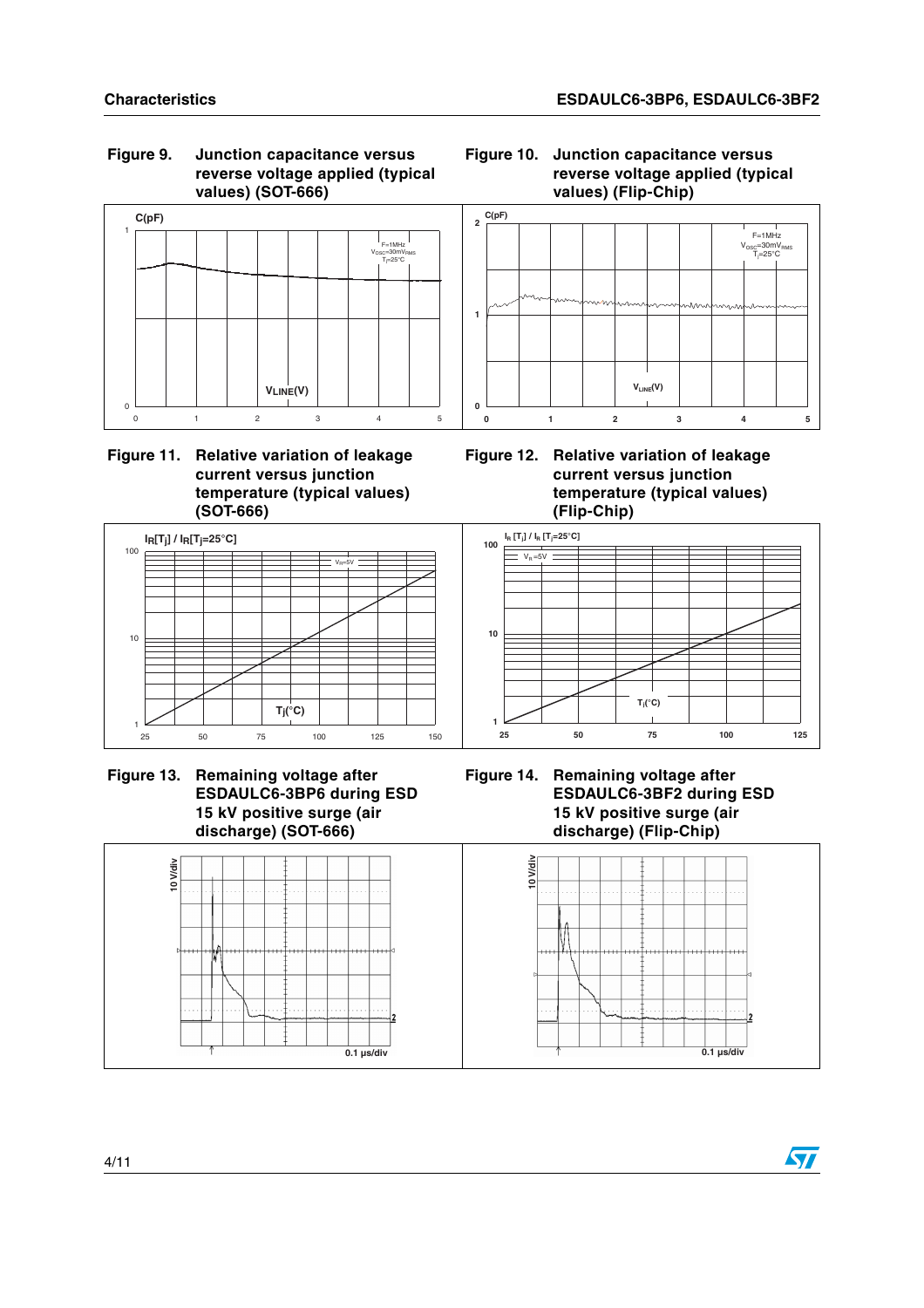Figure 9. Junction capacitance versus reverse voltage applied (typical values) (SOT-666)

Figure 10. Junction capacitance versus reverse voltage applied (typical values) (Flip-Chip)

Figure 11. Relative variation of leakage current versus junction temperature (typical values) (SOT-666)

Figure 12. Relative variation of leakage current versus junction temperature (typical values) (Flip-Chip)

Figure 13. Remaining voltage after ESDAULC6-3BP6 during ESD 15 kV positive surge (air discharge) (SOT-666)

Figure 14. Remaining voltage after ESDAULC6-3BF2 during ESD 15 kV positive surge (air discharge) (Flip-Chip)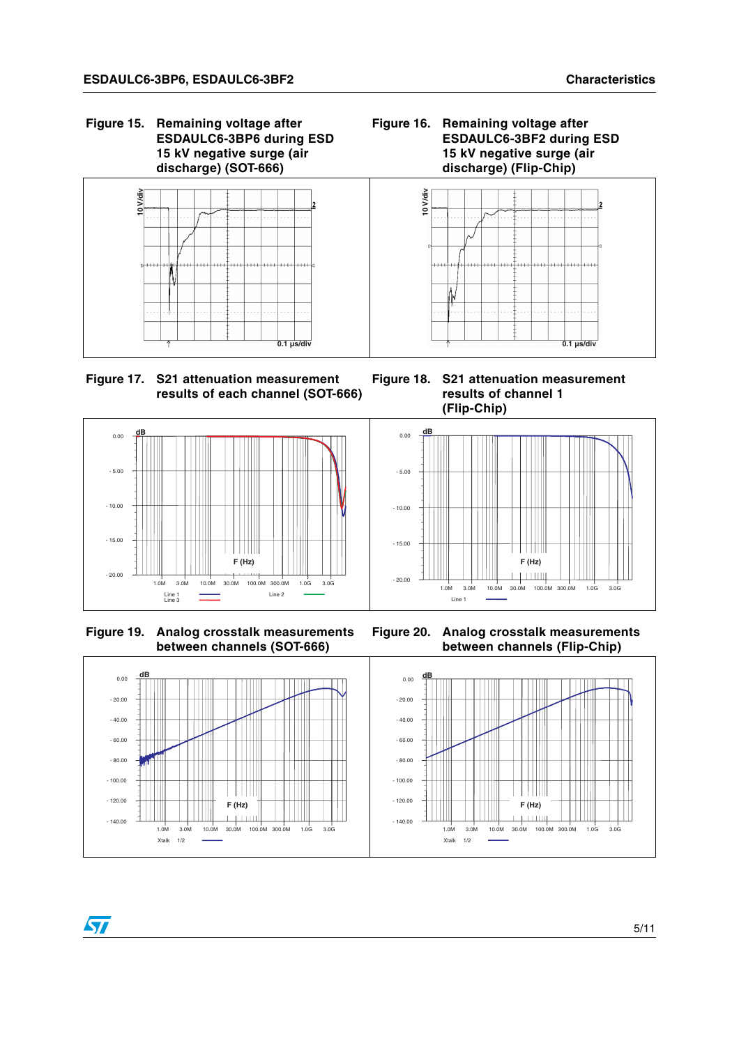**Figure 15. Remaining voltage after ESDAULC6-3BP6 during ESD 15 kV negative surge (air discharge) (SOT-666)**

**Figure 16. Remaining voltage after ESDAULC6-3BF2 during ESD 15 kV negative surge (air discharge) (Flip-Chip)**

**Figure 17. S21 attenuation measurement results of each channel (SOT-666)**

**Figure 18. S21 attenuation measurement results of channel 1 (Flip-Chip)**

**Figure 19. Analog crosstalk measurements between channels (SOT-666)**

**Figure 20. Analog crosstalk measurements between channels (Flip-Chip)**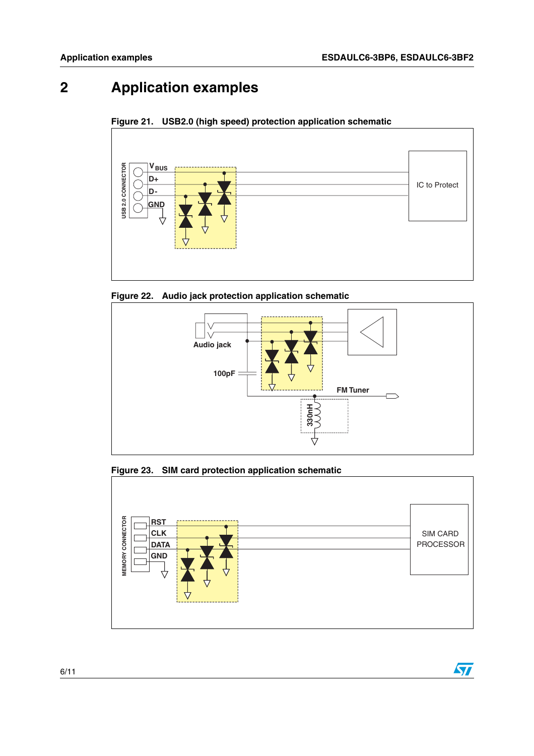# 2 Application examples

**Figure 21. USB2.0 (high speed) protection application schematic**

**Figure 22. Audio jack protection application schematic**

**Figure 23. SIM card protection application schematic**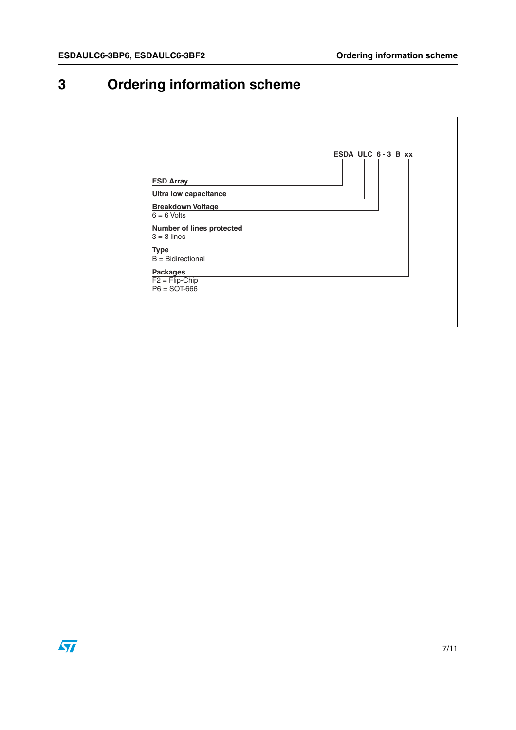# 3 Ordering information scheme

**ESDA ULC 6 - 3 B xx**

**ESD Array**

**Ultra low capacitance**

**Breakdown Voltage**
6 = 6 Volts

**Number of lines protected**
3 = 3 lines

**Type**
B = Bidirectional

**Packages**
F2 = Flip-Chip
P6 = SOT-666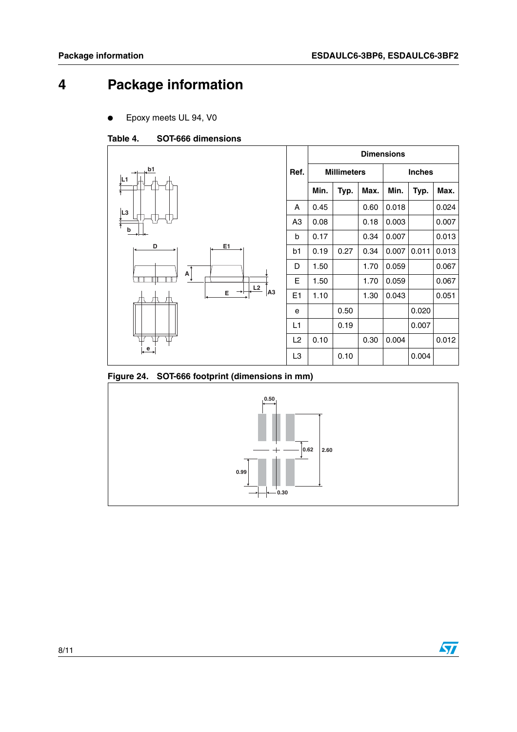# 4 Package information

- Epoxy meets UL 94, V0

**Table 4. SOT-666 dimensions**

| Ref. | Dimensions | | | | | |
|---|---|---|---|---|---|---|
| | Millimeters | | | Inches | | |
| | Min. | Typ. | Max. | Min. | Typ. | Max. |
| A | 0.45 | | 0.60 | 0.018 | | 0.024 |
| A3 | 0.08 | | 0.18 | 0.003 | | 0.007 |
| b | 0.17 | | 0.34 | 0.007 | | 0.013 |
| b1 | 0.19 | 0.27 | 0.34 | 0.007 | 0.011 | 0.013 |
| D | 1.50 | | 1.70 | 0.059 | | 0.067 |
| E | 1.50 | | 1.70 | 0.059 | | 0.067 |
| E1 | 1.10 | | 1.30 | 0.043 | | 0.051 |
| e | | 0.50 | | | 0.020 | |
| L1 | | 0.19 | | | 0.007 | |
| L2 | 0.10 | | 0.30 | 0.004 | | 0.012 |
| L3 | | 0.10 | | | 0.004 | |

**Figure 24. SOT-666 footprint (dimensions in mm)**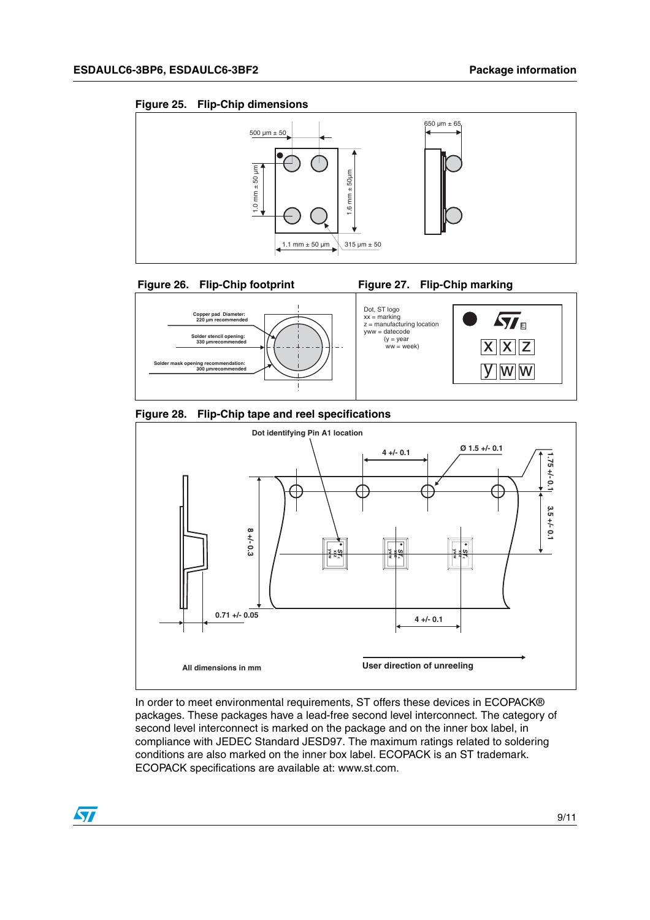**Figure 25. Flip-Chip dimensions**

**Figure 26. Flip-Chip footprint**

**Figure 27. Flip-Chip marking**

**Figure 28. Flip-Chip tape and reel specifications**

In order to meet environmental requirements, ST offers these devices in ECOPACK® packages. These packages have a lead-free second level interconnect. The category of second level interconnect is marked on the package and on the inner box label, in compliance with JEDEC Standard JESD97. The maximum ratings related to soldering conditions are also marked on the inner box label. ECOPACK is an ST trademark. ECOPACK specifications are available at: www.st.com.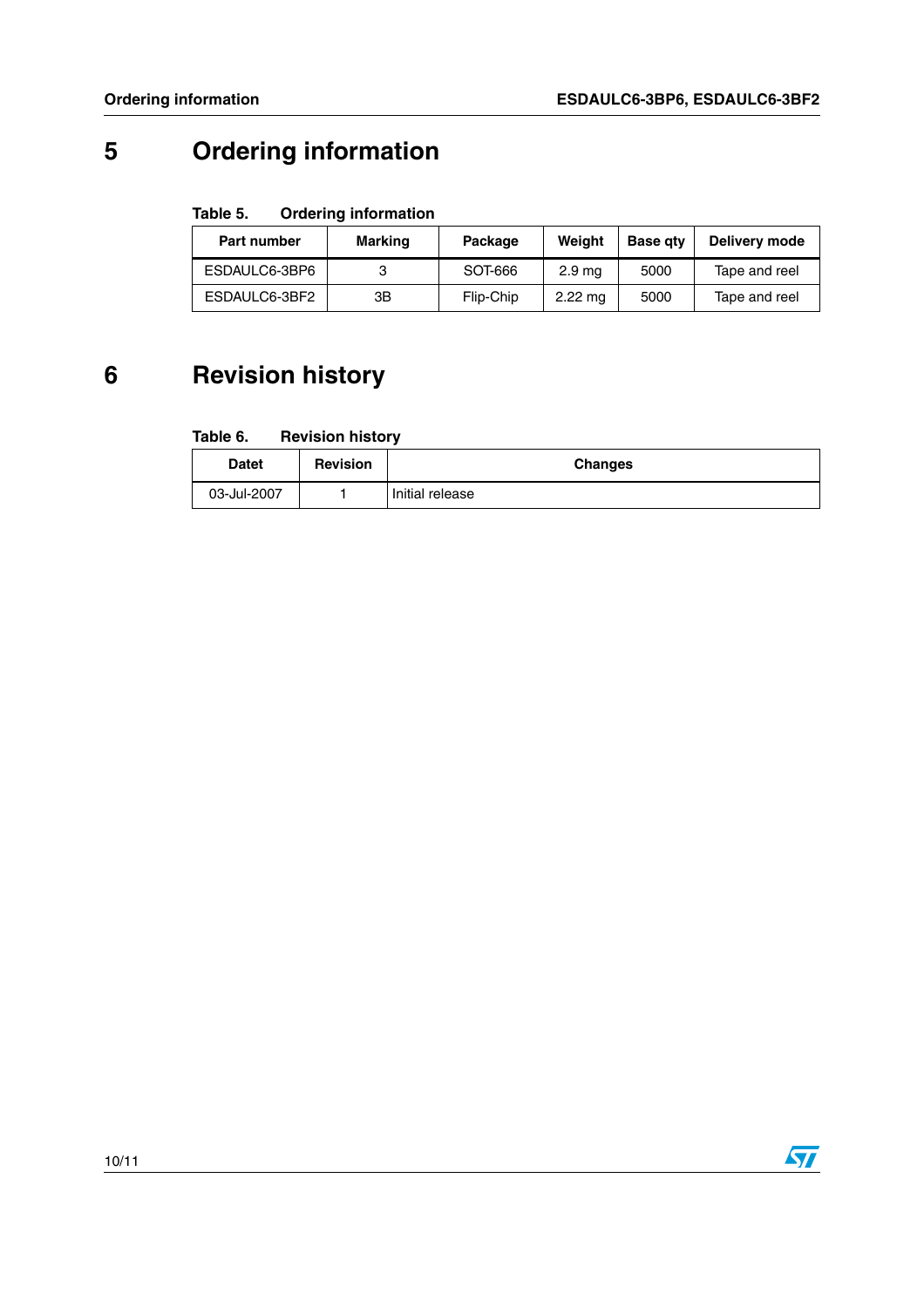# 5 Ordering information

**Table 5. Ordering information**

| Part number | Marking | Package | Weight | Base qty | Delivery mode |
|---|---|---|---|---|---|
| ESDAULC6-3BP6 | 3 | SOT-666 | 2.9 mg | 5000 | Tape and reel |
| ESDAULC6-3BF2 | 3B | Flip-Chip | 2.22 mg | 5000 | Tape and reel |

# 6 Revision history

**Table 6. Revision history**

| Datet | Revision | Changes |
|---|---|---|
| 03-Jul-2007 | 1 | Initial release |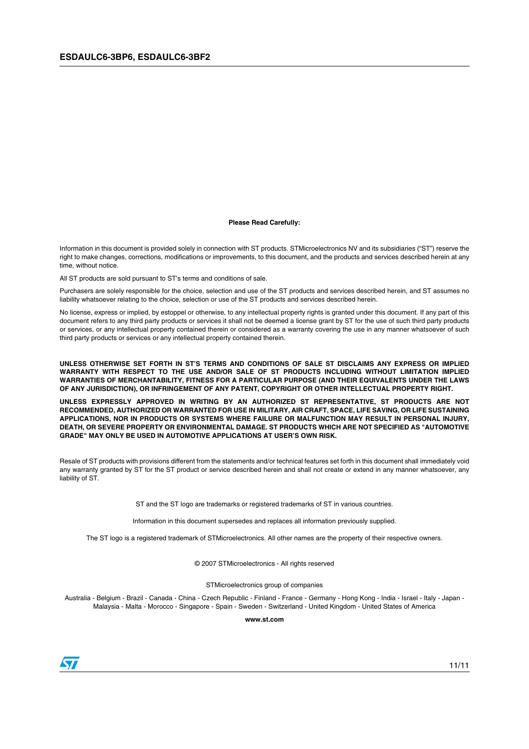**Please Read Carefully:**

Information in this document is provided solely in connection with ST products. STMicroelectronics NV and its subsidiaries ("ST") reserve the right to make changes, corrections, modifications or improvements, to this document, and the products and services described herein at any time, without notice.

All ST products are sold pursuant to ST's terms and conditions of sale.

Purchasers are solely responsible for the choice, selection and use of the ST products and services described herein, and ST assumes no liability whatsoever relating to the choice, selection or use of the ST products and services described herein.

No license, express or implied, by estoppel or otherwise, to any intellectual property rights is granted under this document. If any part of this document refers to any third party products or services it shall not be deemed a license grant by ST for the use of such third party products or services, or any intellectual property contained therein or considered as a warranty covering the use in any manner whatsoever of such third party products or services or any intellectual property contained therein.

**UNLESS OTHERWISE SET FORTH IN ST'S TERMS AND CONDITIONS OF SALE ST DISCLAIMS ANY EXPRESS OR IMPLIED WARRANTY WITH RESPECT TO THE USE AND/OR SALE OF ST PRODUCTS INCLUDING WITHOUT LIMITATION IMPLIED WARRANTIES OF MERCHANTABILITY, FITNESS FOR A PARTICULAR PURPOSE (AND THEIR EQUIVALENTS UNDER THE LAWS OF ANY JURISDICTION), OR INFRINGEMENT OF ANY PATENT, COPYRIGHT OR OTHER INTELLECTUAL PROPERTY RIGHT.**

**UNLESS EXPRESSLY APPROVED IN WRITING BY AN AUTHORIZED ST REPRESENTATIVE, ST PRODUCTS ARE NOT RECOMMENDED, AUTHORIZED OR WARRANTED FOR USE IN MILITARY, AIR CRAFT, SPACE, LIFE SAVING, OR LIFE SUSTAINING APPLICATIONS, NOR IN PRODUCTS OR SYSTEMS WHERE FAILURE OR MALFUNCTION MAY RESULT IN PERSONAL INJURY, DEATH, OR SEVERE PROPERTY OR ENVIRONMENTAL DAMAGE. ST PRODUCTS WHICH ARE NOT SPECIFIED AS "AUTOMOTIVE GRADE" MAY ONLY BE USED IN AUTOMOTIVE APPLICATIONS AT USER'S OWN RISK.**

Resale of ST products with provisions different from the statements and/or technical features set forth in this document shall immediately void any warranty granted by ST for the ST product or service described herein and shall not create or extend in any manner whatsoever, any liability of ST.

ST and the ST logo are trademarks or registered trademarks of ST in various countries.

Information in this document supersedes and replaces all information previously supplied.

The ST logo is a registered trademark of STMicroelectronics. All other names are the property of their respective owners.

© 2007 STMicroelectronics - All rights reserved

STMicroelectronics group of companies

Australia - Belgium - Brazil - Canada - China - Czech Republic - Finland - France - Germany - Hong Kong - India - Israel - Italy - Japan - Malaysia - Malta - Morocco - Singapore - Spain - Sweden - Switzerland - United Kingdom - United States of America

**www.st.com**